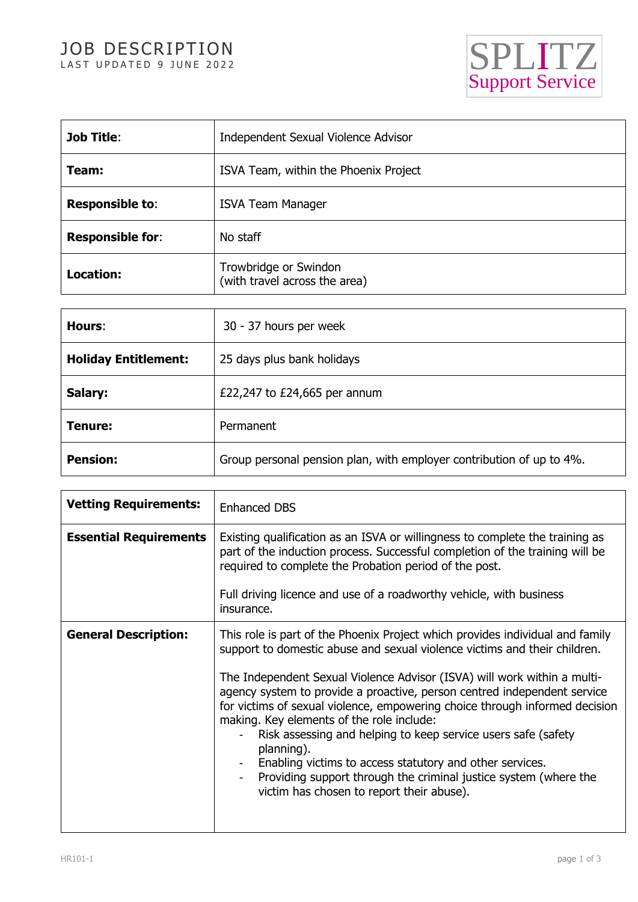# JOB DESCRIPTION

LAST UPDATED 9 JUNE 2022

SPLITZ Support Service

| **Job Title**: | Independent Sexual Violence Advisor |
|---|---|
| **Team:** | ISVA Team, within the Phoenix Project |
| **Responsible to**: | ISVA Team Manager |
| **Responsible for**: | No staff |
| **Location:** | Trowbridge or Swindon<br>(with travel across the area) |

| **Hours**: | 30 - 37 hours per week |
|---|---|
| **Holiday Entitlement:** | 25 days plus bank holidays |
| **Salary:** | £22,247 to £24,665 per annum |
| **Tenure:** | Permanent |
| **Pension:** | Group personal pension plan, with employer contribution of up to 4%. |

| **Vetting Requirements:** | Enhanced DBS |
|---|---|
| **Essential Requirements** | Existing qualification as an ISVA or willingness to complete the training as part of the induction process. Successful completion of the training will be required to complete the Probation period of the post.<br><br>Full driving licence and use of a roadworthy vehicle, with business insurance. |
| **General Description:** | This role is part of the Phoenix Project which provides individual and family support to domestic abuse and sexual violence victims and their children.<br><br>The Independent Sexual Violence Advisor (ISVA) will work within a multi-agency system to provide a proactive, person centred independent service for victims of sexual violence, empowering choice through informed decision making. Key elements of the role include:<br>- Risk assessing and helping to keep service users safe (safety planning).<br>- Enabling victims to access statutory and other services.<br>- Providing support through the criminal justice system (where the victim has chosen to report their abuse). |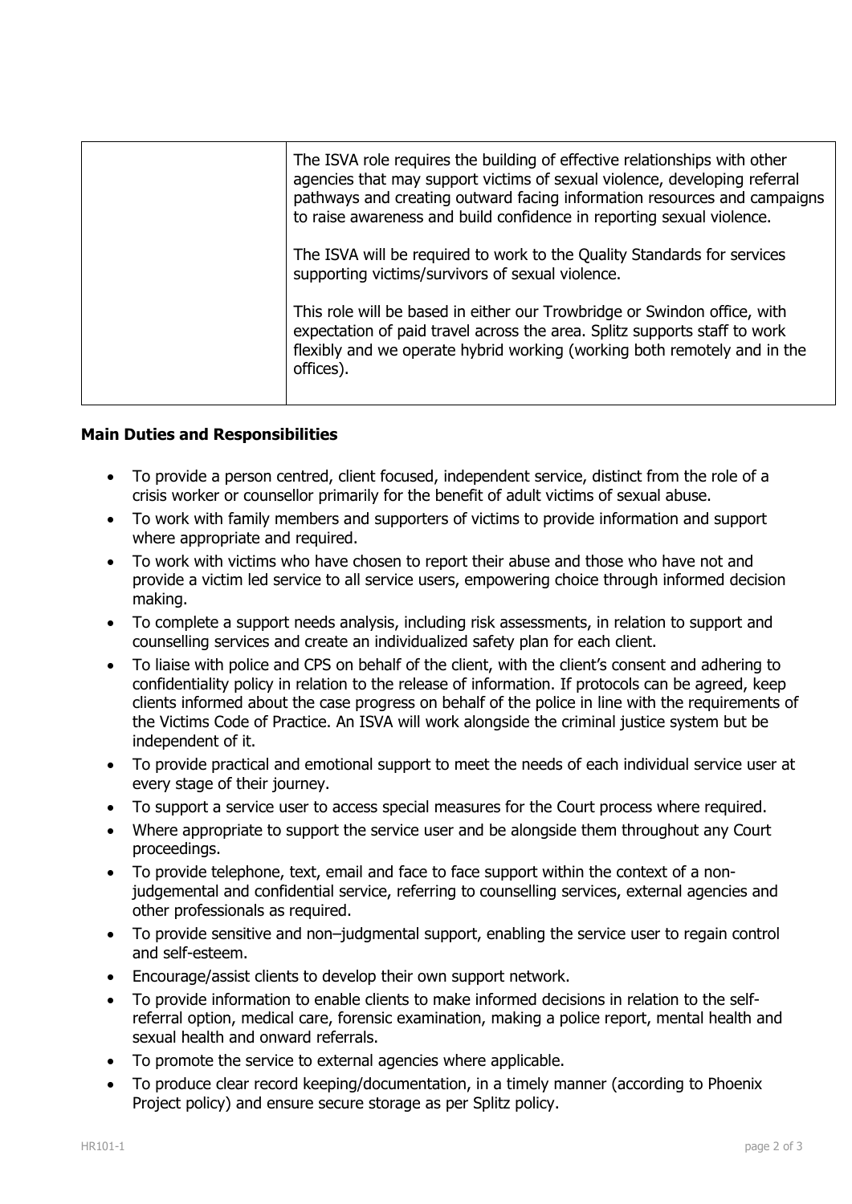| | |
|---|---|
| | The ISVA role requires the building of effective relationships with other agencies that may support victims of sexual violence, developing referral pathways and creating outward facing information resources and campaigns to raise awareness and build confidence in reporting sexual violence.<br><br>The ISVA will be required to work to the Quality Standards for services supporting victims/survivors of sexual violence.<br><br>This role will be based in either our Trowbridge or Swindon office, with expectation of paid travel across the area. Splitz supports staff to work flexibly and we operate hybrid working (working both remotely and in the offices). |

**Main Duties and Responsibilities**

- To provide a person centred, client focused, independent service, distinct from the role of a crisis worker or counsellor primarily for the benefit of adult victims of sexual abuse.
- To work with family members and supporters of victims to provide information and support where appropriate and required.
- To work with victims who have chosen to report their abuse and those who have not and provide a victim led service to all service users, empowering choice through informed decision making.
- To complete a support needs analysis, including risk assessments, in relation to support and counselling services and create an individualized safety plan for each client.
- To liaise with police and CPS on behalf of the client, with the client's consent and adhering to confidentiality policy in relation to the release of information. If protocols can be agreed, keep clients informed about the case progress on behalf of the police in line with the requirements of the Victims Code of Practice. An ISVA will work alongside the criminal justice system but be independent of it.
- To provide practical and emotional support to meet the needs of each individual service user at every stage of their journey.
- To support a service user to access special measures for the Court process where required.
- Where appropriate to support the service user and be alongside them throughout any Court proceedings.
- To provide telephone, text, email and face to face support within the context of a non-judgemental and confidential service, referring to counselling services, external agencies and other professionals as required.
- To provide sensitive and non–judgmental support, enabling the service user to regain control and self-esteem.
- Encourage/assist clients to develop their own support network.
- To provide information to enable clients to make informed decisions in relation to the self-referral option, medical care, forensic examination, making a police report, mental health and sexual health and onward referrals.
- To promote the service to external agencies where applicable.
- To produce clear record keeping/documentation, in a timely manner (according to Phoenix Project policy) and ensure secure storage as per Splitz policy.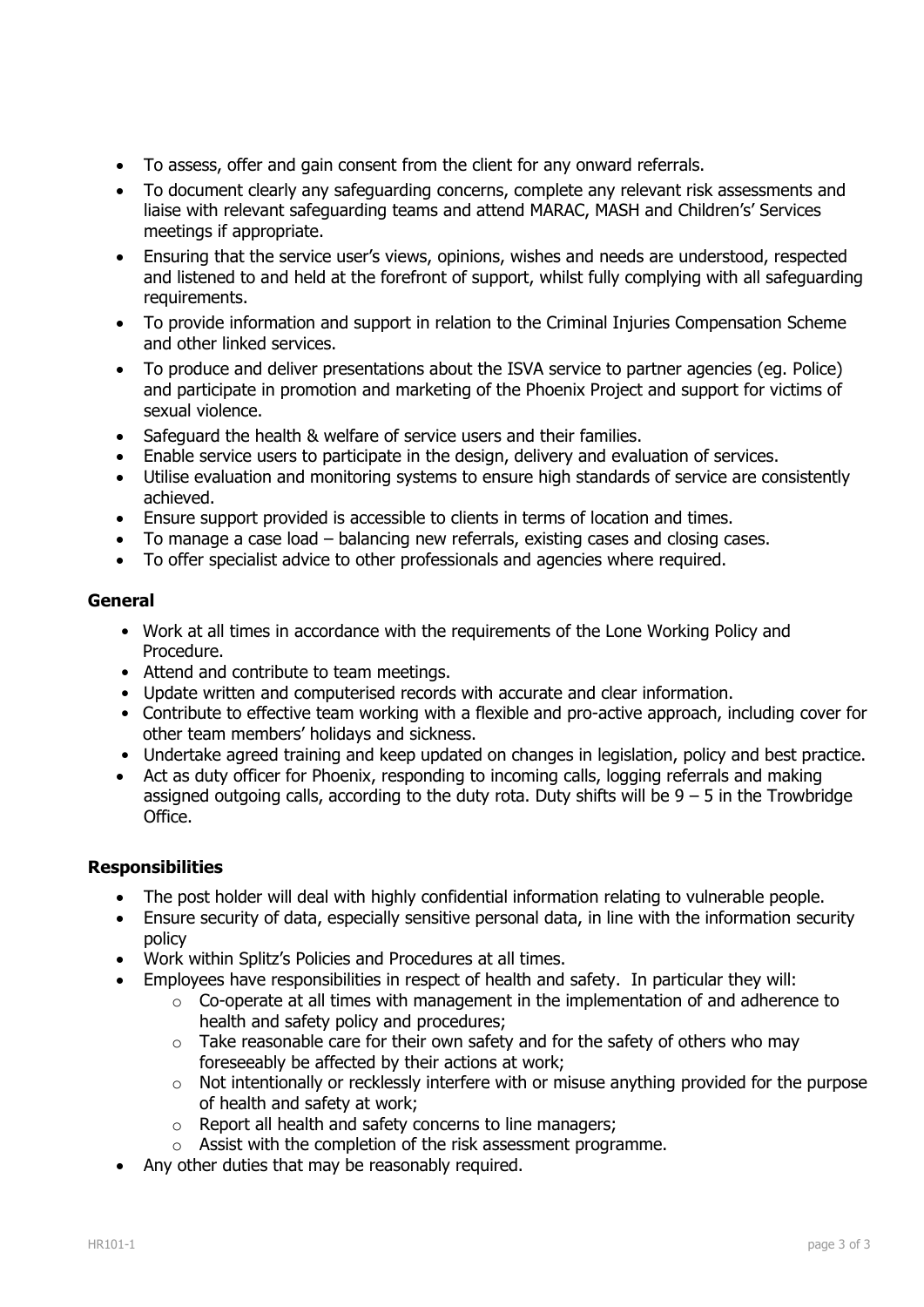- To assess, offer and gain consent from the client for any onward referrals.
- To document clearly any safeguarding concerns, complete any relevant risk assessments and liaise with relevant safeguarding teams and attend MARAC, MASH and Children's' Services meetings if appropriate.
- Ensuring that the service user's views, opinions, wishes and needs are understood, respected and listened to and held at the forefront of support, whilst fully complying with all safeguarding requirements.
- To provide information and support in relation to the Criminal Injuries Compensation Scheme and other linked services.
- To produce and deliver presentations about the ISVA service to partner agencies (eg. Police) and participate in promotion and marketing of the Phoenix Project and support for victims of sexual violence.
- Safeguard the health & welfare of service users and their families.
- Enable service users to participate in the design, delivery and evaluation of services.
- Utilise evaluation and monitoring systems to ensure high standards of service are consistently achieved.
- Ensure support provided is accessible to clients in terms of location and times.
- To manage a case load – balancing new referrals, existing cases and closing cases.
- To offer specialist advice to other professionals and agencies where required.

**General**

- Work at all times in accordance with the requirements of the Lone Working Policy and Procedure.
- Attend and contribute to team meetings.
- Update written and computerised records with accurate and clear information.
- Contribute to effective team working with a flexible and pro-active approach, including cover for other team members' holidays and sickness.
- Undertake agreed training and keep updated on changes in legislation, policy and best practice.
- Act as duty officer for Phoenix, responding to incoming calls, logging referrals and making assigned outgoing calls, according to the duty rota. Duty shifts will be 9 – 5 in the Trowbridge Office.

**Responsibilities**

- The post holder will deal with highly confidential information relating to vulnerable people.
- Ensure security of data, especially sensitive personal data, in line with the information security policy
- Work within Splitz's Policies and Procedures at all times.
- Employees have responsibilities in respect of health and safety. In particular they will:
  - Co-operate at all times with management in the implementation of and adherence to health and safety policy and procedures;
  - Take reasonable care for their own safety and for the safety of others who may foreseeably be affected by their actions at work;
  - Not intentionally or recklessly interfere with or misuse anything provided for the purpose of health and safety at work;
  - Report all health and safety concerns to line managers;
  - Assist with the completion of the risk assessment programme.
- Any other duties that may be reasonably required.

HR101-1